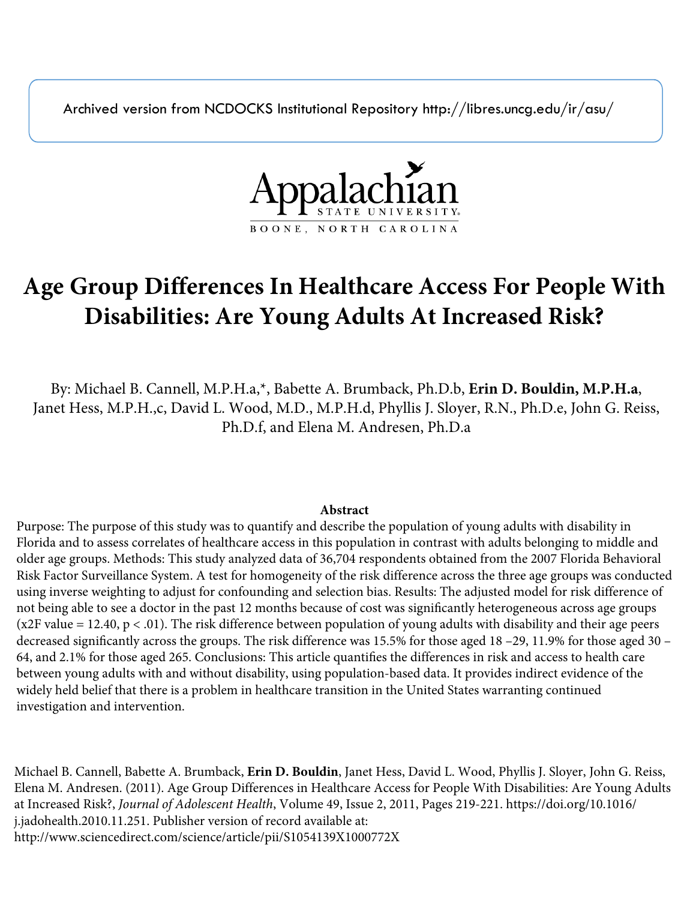Archived version from NCDOCKS Institutional Repository http://libres.uncg.edu/ir/asu/

Appalachian State University
BOONE, NORTH CAROLINA

# Age Group Differences In Healthcare Access For People With Disabilities: Are Young Adults At Increased Risk?

By: Michael B. Cannell, M.P.H.a,*, Babette A. Brumback, Ph.D.b, **Erin D. Bouldin, M.P.H.a**, Janet Hess, M.P.H.,c, David L. Wood, M.D., M.P.H.d, Phyllis J. Sloyer, R.N., Ph.D.e, John G. Reiss, Ph.D.f, and Elena M. Andresen, Ph.D.a

### Abstract

Purpose: The purpose of this study was to quantify and describe the population of young adults with disability in Florida and to assess correlates of healthcare access in this population in contrast with adults belonging to middle and older age groups. Methods: This study analyzed data of 36,704 respondents obtained from the 2007 Florida Behavioral Risk Factor Surveillance System. A test for homogeneity of the risk difference across the three age groups was conducted using inverse weighting to adjust for confounding and selection bias. Results: The adjusted model for risk difference of not being able to see a doctor in the past 12 months because of cost was significantly heterogeneous across age groups (x2F value = 12.40, $p < .01$). The risk difference between population of young adults with disability and their age peers decreased significantly across the groups. The risk difference was 15.5% for those aged 18 –29, 11.9% for those aged 30 –64, and 2.1% for those aged 265. Conclusions: This article quantifies the differences in risk and access to health care between young adults with and without disability, using population-based data. It provides indirect evidence of the widely held belief that there is a problem in healthcare transition in the United States warranting continued investigation and intervention.

Michael B. Cannell, Babette A. Brumback, **Erin D. Bouldin**, Janet Hess, David L. Wood, Phyllis J. Sloyer, John G. Reiss, Elena M. Andresen. (2011). Age Group Differences in Healthcare Access for People With Disabilities: Are Young Adults at Increased Risk?, *Journal of Adolescent Health*, Volume 49, Issue 2, 2011, Pages 219-221. https://doi.org/10.1016/j.jadohealth.2010.11.251. Publisher version of record available at: http://www.sciencedirect.com/science/article/pii/S1054139X1000772X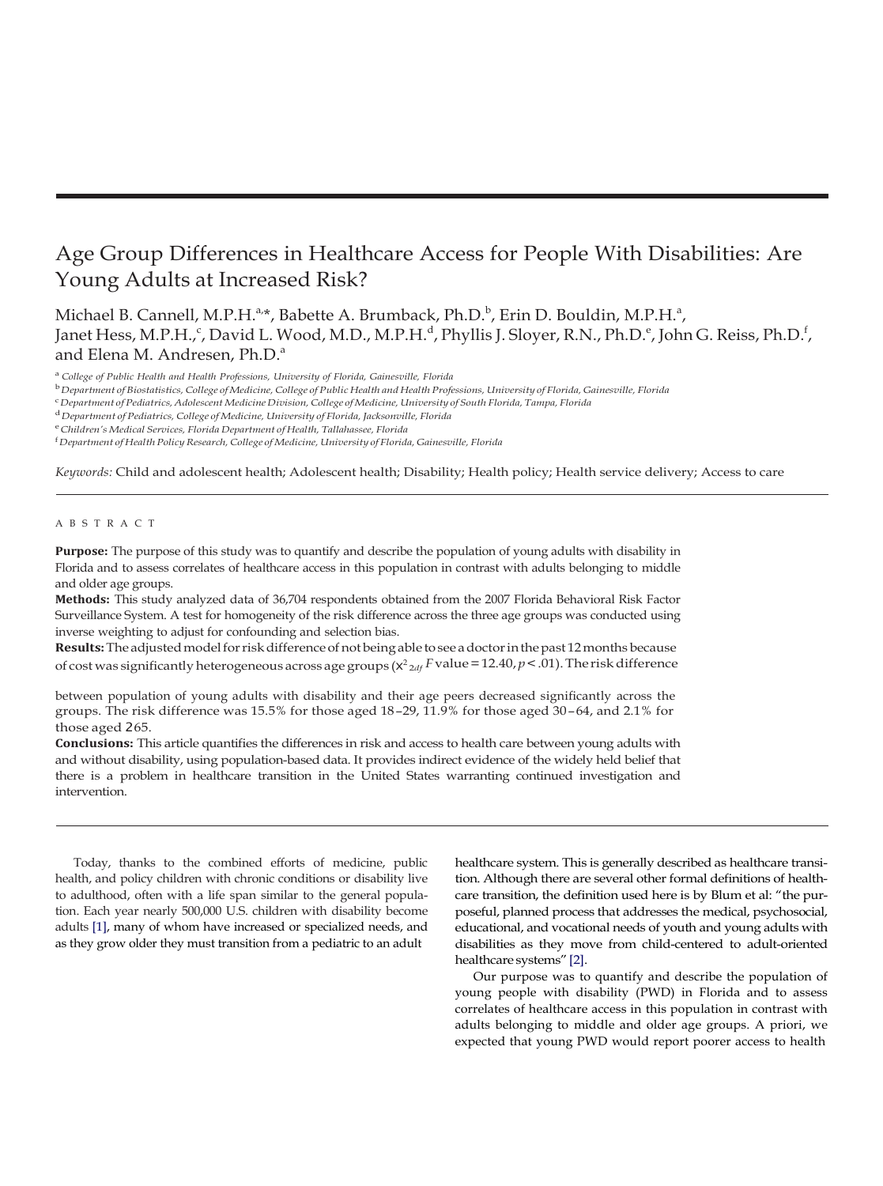# Age Group Differences in Healthcare Access for People With Disabilities: Are Young Adults at Increased Risk?

Michael B. Cannell, M.P.H.[a,*], Babette A. Brumback, Ph.D.[b], Erin D. Bouldin, M.P.H.[a], Janet Hess, M.P.H.,[c], David L. Wood, M.D., M.P.H.[d], Phyllis J. Sloyer, R.N., Ph.D.[e], John G. Reiss, Ph.D.[f], and Elena M. Andresen, Ph.D.[a]

[a] *College of Public Health and Health Professions, University of Florida, Gainesville, Florida*

[b] *Department of Biostatistics, College of Medicine, College of Public Health and Health Professions, University of Florida, Gainesville, Florida*

[c] *Department of Pediatrics, Adolescent Medicine Division, College of Medicine, University of South Florida, Tampa, Florida*

[d] *Department of Pediatrics, College of Medicine, University of Florida, Jacksonville, Florida*

[e] *Children's Medical Services, Florida Department of Health, Tallahassee, Florida*

[f] *Department of Health Policy Research, College of Medicine, University of Florida, Gainesville, Florida*

*Keywords:* Child and adolescent health; Adolescent health; Disability; Health policy; Health service delivery; Access to care

## ABSTRACT

**Purpose:** The purpose of this study was to quantify and describe the population of young adults with disability in Florida and to assess correlates of healthcare access in this population in contrast with adults belonging to middle and older age groups.

**Methods:** This study analyzed data of 36,704 respondents obtained from the 2007 Florida Behavioral Risk Factor Surveillance System. A test for homogeneity of the risk difference across the three age groups was conducted using inverse weighting to adjust for confounding and selection bias.

**Results:** The adjusted model for risk difference of not being able to see a doctor in the past 12 months because of cost was significantly heterogeneous across age groups ($\chi^2_{2df}$ $F$ value = 12.40, $p < .01$). The risk difference between population of young adults with disability and their age peers decreased significantly across the groups. The risk difference was 15.5% for those aged 18–29, 11.9% for those aged 30–64, and 2.1% for those aged ≥65.

**Conclusions:** This article quantifies the differences in risk and access to health care between young adults with and without disability, using population-based data. It provides indirect evidence of the widely held belief that there is a problem in healthcare transition in the United States warranting continued investigation and intervention.

---

Today, thanks to the combined efforts of medicine, public health, and policy children with chronic conditions or disability live to adulthood, often with a life span similar to the general population. Each year nearly 500,000 U.S. children with disability become adults [1], many of whom have increased or specialized needs, and as they grow older they must transition from a pediatric to an adult healthcare system. This is generally described as healthcare transition. Although there are several other formal definitions of healthcare transition, the definition used here is by Blum et al: "the purposeful, planned process that addresses the medical, psychosocial, educational, and vocational needs of youth and young adults with disabilities as they move from child-centered to adult-oriented healthcare systems" [2].

Our purpose was to quantify and describe the population of young people with disability (PWD) in Florida and to assess correlates of healthcare access in this population in contrast with adults belonging to middle and older age groups. A priori, we expected that young PWD would report poorer access to health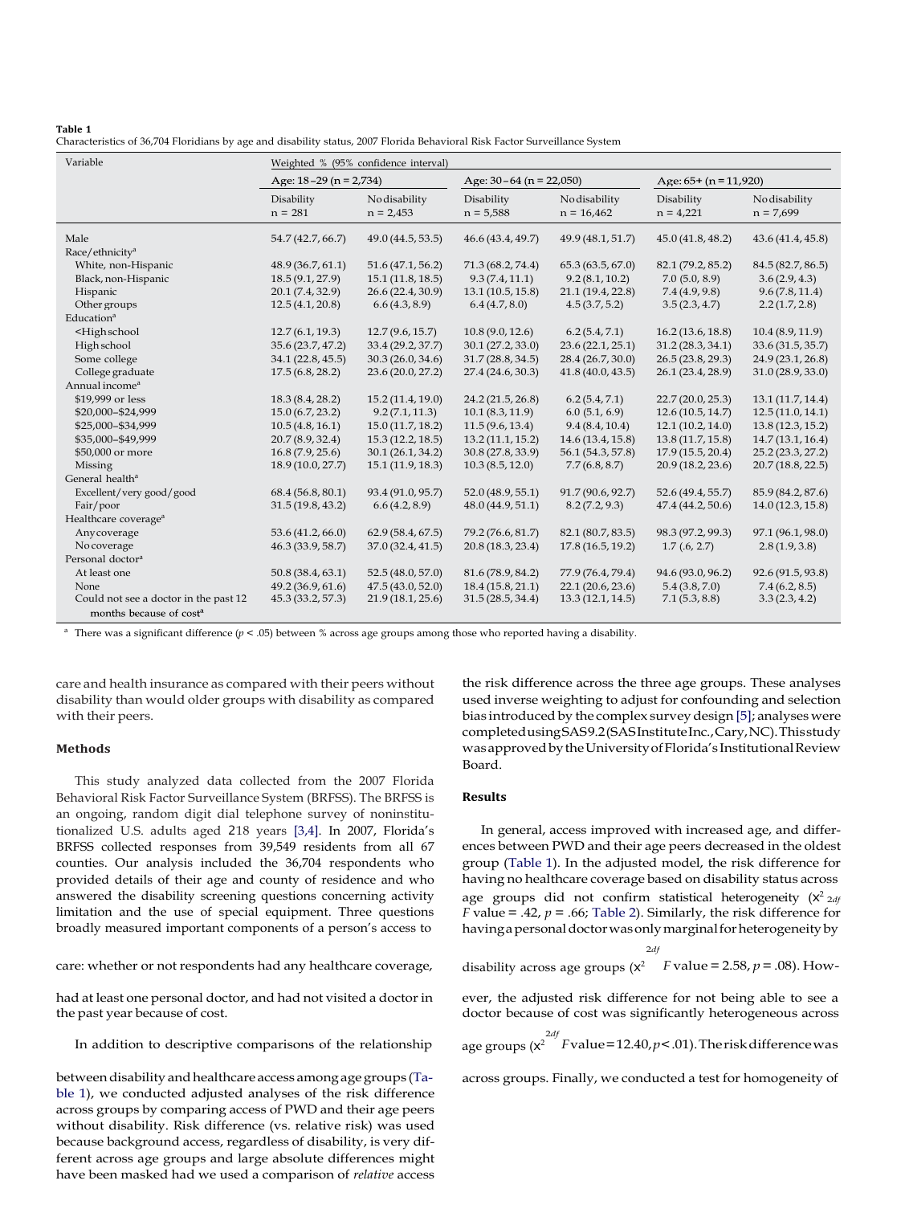**Table 1**
Characteristics of 36,704 Floridians by age and disability status, 2007 Florida Behavioral Risk Factor Surveillance System

| Variable | Weighted % (95% confidence interval) | | | | | |
|---|---|---|---|---|---|---|
| | Age: 18–29 (n = 2,734) | | Age: 30–64 (n = 22,050) | | Age: 65+ (n = 11,920) | |
| | Disability n = 281 | No disability n = 2,453 | Disability n = 5,588 | No disability n = 16,462 | Disability n = 4,221 | No disability n = 7,699 |
| Male | 54.7 (42.7, 66.7) | 49.0 (44.5, 53.5) | 46.6 (43.4, 49.7) | 49.9 (48.1, 51.7) | 45.0 (41.8, 48.2) | 43.6 (41.4, 45.8) |
| Race/ethnicity[a] | | | | | | |
| White, non-Hispanic | 48.9 (36.7, 61.1) | 51.6 (47.1, 56.2) | 71.3 (68.2, 74.4) | 65.3 (63.5, 67.0) | 82.1 (79.2, 85.2) | 84.5 (82.7, 86.5) |
| Black, non-Hispanic | 18.5 (9.1, 27.9) | 15.1 (11.8, 18.5) | 9.3 (7.4, 11.1) | 9.2 (8.1, 10.2) | 7.0 (5.0, 8.9) | 3.6 (2.9, 4.3) |
| Hispanic | 20.1 (7.4, 32.9) | 26.6 (22.4, 30.9) | 13.1 (10.5, 15.8) | 21.1 (19.4, 22.8) | 7.4 (4.9, 9.8) | 9.6 (7.8, 11.4) |
| Other groups | 12.5 (4.1, 20.8) | 6.6 (4.3, 8.9) | 6.4 (4.7, 8.0) | 4.5 (3.7, 5.2) | 3.5 (2.3, 4.7) | 2.2 (1.7, 2.8) |
| Education[a] | | | | | | |
| <High school | 12.7 (6.1, 19.3) | 12.7 (9.6, 15.7) | 10.8 (9.0, 12.6) | 6.2 (5.4, 7.1) | 16.2 (13.6, 18.8) | 10.4 (8.9, 11.9) |
| High school | 35.6 (23.7, 47.2) | 33.4 (29.2, 37.7) | 30.1 (27.2, 33.0) | 23.6 (22.1, 25.1) | 31.2 (28.3, 34.1) | 33.6 (31.5, 35.7) |
| Some college | 34.1 (22.8, 45.5) | 30.3 (26.0, 34.6) | 31.7 (28.8, 34.5) | 28.4 (26.7, 30.0) | 26.5 (23.8, 29.3) | 24.9 (23.1, 26.8) |
| College graduate | 17.5 (6.8, 28.2) | 23.6 (20.0, 27.2) | 27.4 (24.6, 30.3) | 41.8 (40.0, 43.5) | 26.1 (23.4, 28.9) | 31.0 (28.9, 33.0) |
| Annual income[a] | | | | | | |
| $19,999 or less | 18.3 (8.4, 28.2) | 15.2 (11.4, 19.0) | 24.2 (21.5, 26.8) | 6.2 (5.4, 7.1) | 22.7 (20.0, 25.3) | 13.1 (11.7, 14.4) |
| $20,000–$24,999 | 15.0 (6.7, 23.2) | 9.2 (7.1, 11.3) | 10.1 (8.3, 11.9) | 6.0 (5.1, 6.9) | 12.6 (10.5, 14.7) | 12.5 (11.0, 14.1) |
| $25,000–$34,999 | 10.5 (4.8, 16.1) | 15.0 (11.7, 18.2) | 11.5 (9.6, 13.4) | 9.4 (8.4, 10.4) | 12.1 (10.2, 14.0) | 13.8 (12.3, 15.2) |
| $35,000–$49,999 | 20.7 (8.9, 32.4) | 15.3 (12.2, 18.5) | 13.2 (11.1, 15.2) | 14.6 (13.4, 15.8) | 13.8 (11.7, 15.8) | 14.7 (13.1, 16.4) |
| $50,000 or more | 16.8 (7.9, 25.6) | 30.1 (26.1, 34.2) | 30.8 (27.8, 33.9) | 56.1 (54.3, 57.8) | 17.9 (15.5, 20.4) | 25.2 (23.3, 27.2) |
| Missing | 18.9 (10.0, 27.7) | 15.1 (11.9, 18.3) | 10.3 (8.5, 12.0) | 7.7 (6.8, 8.7) | 20.9 (18.2, 23.6) | 20.7 (18.8, 22.5) |
| General health[a] | | | | | | |
| Excellent/very good/good | 68.4 (56.8, 80.1) | 93.4 (91.0, 95.7) | 52.0 (48.9, 55.1) | 91.7 (90.6, 92.7) | 52.6 (49.4, 55.7) | 85.9 (84.2, 87.6) |
| Fair/poor | 31.5 (19.8, 43.2) | 6.6 (4.2, 8.9) | 48.0 (44.9, 51.1) | 8.2 (7.2, 9.3) | 47.4 (44.2, 50.6) | 14.0 (12.3, 15.8) |
| Healthcare coverage[a] | | | | | | |
| Any coverage | 53.6 (41.2, 66.0) | 62.9 (58.4, 67.5) | 79.2 (76.6, 81.7) | 82.1 (80.7, 83.5) | 98.3 (97.2, 99.3) | 97.1 (96.1, 98.0) |
| No coverage | 46.3 (33.9, 58.7) | 37.0 (32.4, 41.5) | 20.8 (18.3, 23.4) | 17.8 (16.5, 19.2) | 1.7 (.6, 2.7) | 2.8 (1.9, 3.8) |
| Personal doctor[a] | | | | | | |
| At least one | 50.8 (38.4, 63.1) | 52.5 (48.0, 57.0) | 81.6 (78.9, 84.2) | 77.9 (76.4, 79.4) | 94.6 (93.0, 96.2) | 92.6 (91.5, 93.8) |
| None | 49.2 (36.9, 61.6) | 47.5 (43.0, 52.0) | 18.4 (15.8, 21.1) | 22.1 (20.6, 23.6) | 5.4 (3.8, 7.0) | 7.4 (6.2, 8.5) |
| Could not see a doctor in the past 12 months because of cost[a] | 45.3 (33.2, 57.3) | 21.9 (18.1, 25.6) | 31.5 (28.5, 34.4) | 13.3 (12.1, 14.5) | 7.1 (5.3, 8.8) | 3.3 (2.3, 4.2) |

[a] There was a significant difference ($p < .05$) between % across age groups among those who reported having a disability.

care and health insurance as compared with their peers without disability than would older groups with disability as compared with their peers.

### Methods

This study analyzed data collected from the 2007 Florida Behavioral Risk Factor Surveillance System (BRFSS). The BRFSS is an ongoing, random digit dial telephone survey of noninstitutionalized U.S. adults aged ≥18 years [3,4]. In 2007, Florida's BRFSS collected responses from 39,549 residents from all 67 counties. Our analysis included the 36,704 respondents who provided details of their age and county of residence and who answered the disability screening questions concerning activity limitation and the use of special equipment. Three questions broadly measured important components of a person's access to care: whether or not respondents had any healthcare coverage, had at least one personal doctor, and had not visited a doctor in the past year because of cost.

In addition to descriptive comparisons of the relationship between disability and healthcare access among age groups (Table 1), we conducted adjusted analyses of the risk difference across groups by comparing access of PWD and their age peers without disability. Risk difference (vs. relative risk) was used because background access, regardless of disability, is very different across age groups and large absolute differences might have been masked had we used a comparison of *relative* access the risk difference across the three age groups. These analyses used inverse weighting to adjust for confounding and selection bias introduced by the complex survey design [5]; analyses were completed using SAS 9.2 (SAS Institute Inc., Cary, NC). This study was approved by the University of Florida's Institutional Review Board.

### Results

In general, access improved with increased age, and differences between PWD and their age peers decreased in the oldest group (Table 1). In the adjusted model, the risk difference for having no healthcare coverage based on disability status across age groups did not confirm statistical heterogeneity ($\chi^2_{2df}$ F value = .42, $p = .66$; Table 2). Similarly, the risk difference for having a personal doctor was only marginal for heterogeneity by disability across age groups ($\chi^2_{2df}$ F value = 2.58, $p = .08$). However, the adjusted risk difference for not being able to see a doctor because of cost was significantly heterogeneous across age groups ($\chi^2_{2df}$ F value = 12.40, $p < .01$). The risk difference was across groups. Finally, we conducted a test for homogeneity of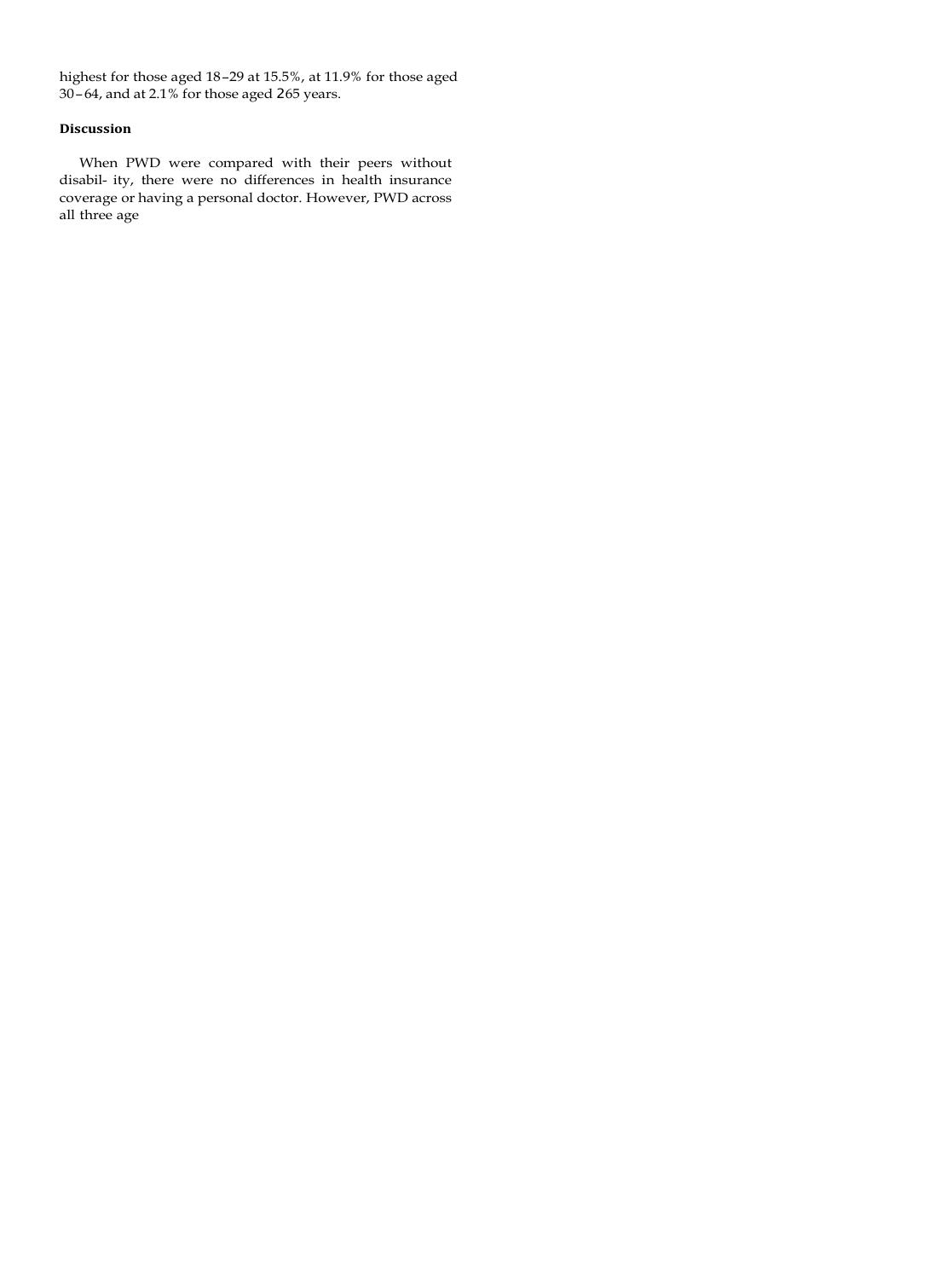highest for those aged 18–29 at 15.5%, at 11.9% for those aged 30–64, and at 2.1% for those aged ≥65 years.

### Discussion

When PWD were compared with their peers without disabil- ity, there were no differences in health insurance coverage or having a personal doctor. However, PWD across all three age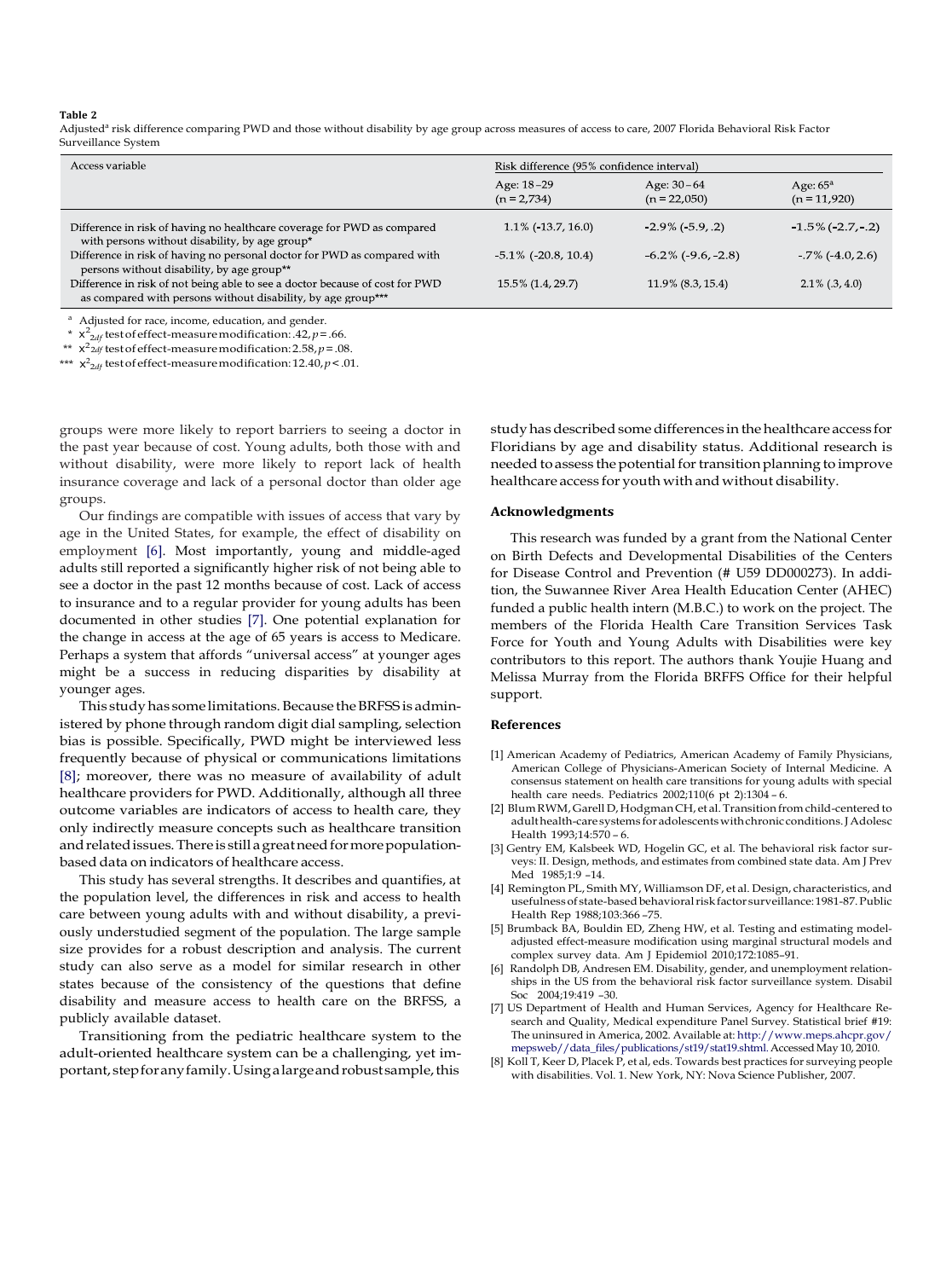**Table 2**

Adjusted[a] risk difference comparing PWD and those without disability by age group across measures of access to care, 2007 Florida Behavioral Risk Factor Surveillance System

| Access variable | Risk difference (95% confidence interval) | | |
|---|---|---|---|
| | Age: 18–29 (n = 2,734) | Age: 30–64 (n = 22,050) | Age: 65[a] (n = 11,920) |
| Difference in risk of having no healthcare coverage for PWD as compared with persons without disability, by age group* | 1.1% (-13.7, 16.0) | -2.9% (-5.9, .2) | -1.5% (-2.7, -.2) |
| Difference in risk of having no personal doctor for PWD as compared with persons without disability, by age group** | -5.1% (-20.8, 10.4) | -6.2% (-9.6, -2.8) | -.7% (-4.0, 2.6) |
| Difference in risk of not being able to see a doctor because of cost for PWD as compared with persons without disability, by age group*** | 15.5% (1.4, 29.7) | 11.9% (8.3, 15.4) | 2.1% (.3, 4.0) |

[a] Adjusted for race, income, education, and gender.

\* $\chi^2_{2df}$ test of effect-measure modification: .42, $p = .66$.

\** $\chi^2_{2df}$ test of effect-measure modification: 2.58, $p = .08$.

\*** $\chi^2_{2df}$ test of effect-measure modification: 12.40, $p < .01$.

groups were more likely to report barriers to seeing a doctor in the past year because of cost. Young adults, both those with and without disability, were more likely to report lack of health insurance coverage and lack of a personal doctor than older age groups.

Our findings are compatible with issues of access that vary by age in the United States, for example, the effect of disability on employment [6]. Most importantly, young and middle-aged adults still reported a significantly higher risk of not being able to see a doctor in the past 12 months because of cost. Lack of access to insurance and to a regular provider for young adults has been documented in other studies [7]. One potential explanation for the change in access at the age of 65 years is access to Medicare. Perhaps a system that affords "universal access" at younger ages might be a success in reducing disparities by disability at younger ages.

This study has some limitations. Because the BRFSS is administered by phone through random digit dial sampling, selection bias is possible. Specifically, PWD might be interviewed less frequently because of physical or communications limitations [8]; moreover, there was no measure of availability of adult healthcare providers for PWD. Additionally, although all three outcome variables are indicators of access to health care, they only indirectly measure concepts such as healthcare transition and related issues. There is still a great need for more population-based data on indicators of healthcare access.

This study has several strengths. It describes and quantifies, at the population level, the differences in risk and access to health care between young adults with and without disability, a previously understudied segment of the population. The large sample size provides for a robust description and analysis. The current study can also serve as a model for similar research in other states because of the consistency of the questions that define disability and measure access to health care on the BRFSS, a publicly available dataset.

Transitioning from the pediatric healthcare system to the adult-oriented healthcare system can be a challenging, yet important, step for any family. Using a large and robust sample, this study has described some differences in the healthcare access for Floridians by age and disability status. Additional research is needed to assess the potential for transition planning to improve healthcare access for youth with and without disability.

## Acknowledgments

This research was funded by a grant from the National Center on Birth Defects and Developmental Disabilities of the Centers for Disease Control and Prevention (# U59 DD000273). In addition, the Suwannee River Area Health Education Center (AHEC) funded a public health intern (M.B.C.) to work on the project. The members of the Florida Health Care Transition Services Task Force for Youth and Young Adults with Disabilities were key contributors to this report. The authors thank Youjie Huang and Melissa Murray from the Florida BRFFS Office for their helpful support.

## References

[1] American Academy of Pediatrics, American Academy of Family Physicians, American College of Physicians-American Society of Internal Medicine. A consensus statement on health care transitions for young adults with special health care needs. Pediatrics 2002;110(6 pt 2):1304–6.

[2] Blum RWM, Garell D, Hodgman CH, et al. Transition from child-centered to adult health-care systems for adolescents with chronic conditions. J Adolesc Health 1993;14:570–6.

[3] Gentry EM, Kalsbeek WD, Hogelin GC, et al. The behavioral risk factor surveys: II. Design, methods, and estimates from combined state data. Am J Prev Med 1985;1:9–14.

[4] Remington PL, Smith MY, Williamson DF, et al. Design, characteristics, and usefulness of state-based behavioral risk factor surveillance: 1981-87. Public Health Rep 1988;103:366–75.

[5] Brumback BA, Bouldin ED, Zheng HW, et al. Testing and estimating model-adjusted effect-measure modification using marginal structural models and complex survey data. Am J Epidemiol 2010;172:1085–91.

[6] Randolph DB, Andresen EM. Disability, gender, and unemployment relationships in the US from the behavioral risk factor surveillance system. Disabil Soc 2004;19:419–30.

[7] US Department of Health and Human Services, Agency for Healthcare Research and Quality, Medical expenditure Panel Survey. Statistical brief #19: The uninsured in America, 2002. Available at: http://www.meps.ahcpr.gov/mepsweb//data_files/publications/st19/stat19.shtml. Accessed May 10, 2010.

[8] Koll T, Keer D, Placek P, et al, eds. Towards best practices for surveying people with disabilities. Vol. 1. New York, NY: Nova Science Publisher, 2007.